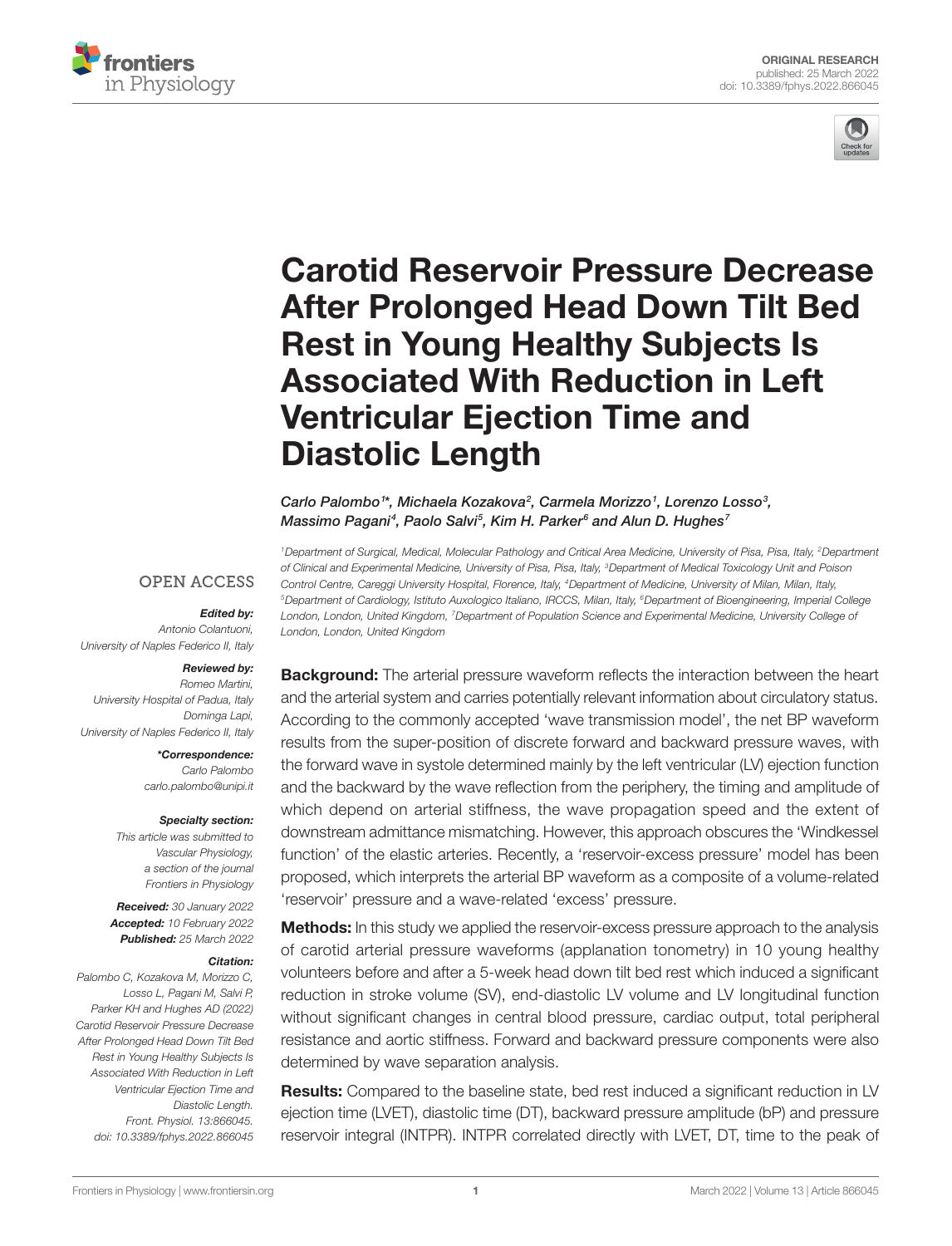ORIGINAL RESEARCH
published: 25 March 2022
doi: 10.3389/fphys.2022.866045

# Carotid Reservoir Pressure Decrease After Prolonged Head Down Tilt Bed Rest in Young Healthy Subjects Is Associated With Reduction in Left Ventricular Ejection Time and Diastolic Length

*Carlo Palombo[1]\*, Michaela Kozakova[2], Carmela Morizzo[1], Lorenzo Losso[3], Massimo Pagani[4], Paolo Salvi[5], Kim H. Parker[6] and Alun D. Hughes[7]*

[1]Department of Surgical, Medical, Molecular Pathology and Critical Area Medicine, University of Pisa, Pisa, Italy, [2]Department of Clinical and Experimental Medicine, University of Pisa, Pisa, Italy, [3]Department of Medical Toxicology Unit and Poison Control Centre, Careggi University Hospital, Florence, Italy, [4]Department of Medicine, University of Milan, Milan, Italy, [5]Department of Cardiology, Istituto Auxologico Italiano, IRCCS, Milan, Italy, [6]Department of Bioengineering, Imperial College London, London, United Kingdom, [7]Department of Population Science and Experimental Medicine, University College of London, London, United Kingdom

OPEN ACCESS

***Edited by:***
*Antonio Colantuoni,*
*University of Naples Federico II, Italy*

***Reviewed by:***
*Romeo Martini,*
*University Hospital of Padua, Italy*
*Dominga Lapi,*
*University of Naples Federico II, Italy*

***\*Correspondence:***
*Carlo Palombo*
*carlo.palombo@unipi.it*

***Specialty section:***
*This article was submitted to Vascular Physiology, a section of the journal Frontiers in Physiology*

***Received:*** *30 January 2022*
***Accepted:*** *10 February 2022*
***Published:*** *25 March 2022*

***Citation:***
*Palombo C, Kozakova M, Morizzo C, Losso L, Pagani M, Salvi P, Parker KH and Hughes AD (2022) Carotid Reservoir Pressure Decrease After Prolonged Head Down Tilt Bed Rest in Young Healthy Subjects Is Associated With Reduction in Left Ventricular Ejection Time and Diastolic Length. Front. Physiol. 13:866045. doi: 10.3389/fphys.2022.866045*

**Background:** The arterial pressure waveform reflects the interaction between the heart and the arterial system and carries potentially relevant information about circulatory status. According to the commonly accepted 'wave transmission model', the net BP waveform results from the super-position of discrete forward and backward pressure waves, with the forward wave in systole determined mainly by the left ventricular (LV) ejection function and the backward by the wave reflection from the periphery, the timing and amplitude of which depend on arterial stiffness, the wave propagation speed and the extent of downstream admittance mismatching. However, this approach obscures the 'Windkessel function' of the elastic arteries. Recently, a 'reservoir-excess pressure' model has been proposed, which interprets the arterial BP waveform as a composite of a volume-related 'reservoir' pressure and a wave-related 'excess' pressure.

**Methods:** In this study we applied the reservoir-excess pressure approach to the analysis of carotid arterial pressure waveforms (applanation tonometry) in 10 young healthy volunteers before and after a 5-week head down tilt bed rest which induced a significant reduction in stroke volume (SV), end-diastolic LV volume and LV longitudinal function without significant changes in central blood pressure, cardiac output, total peripheral resistance and aortic stiffness. Forward and backward pressure components were also determined by wave separation analysis.

**Results:** Compared to the baseline state, bed rest induced a significant reduction in LV ejection time (LVET), diastolic time (DT), backward pressure amplitude (bP) and pressure reservoir integral (INTPR). INTPR correlated directly with LVET, DT, time to the peak of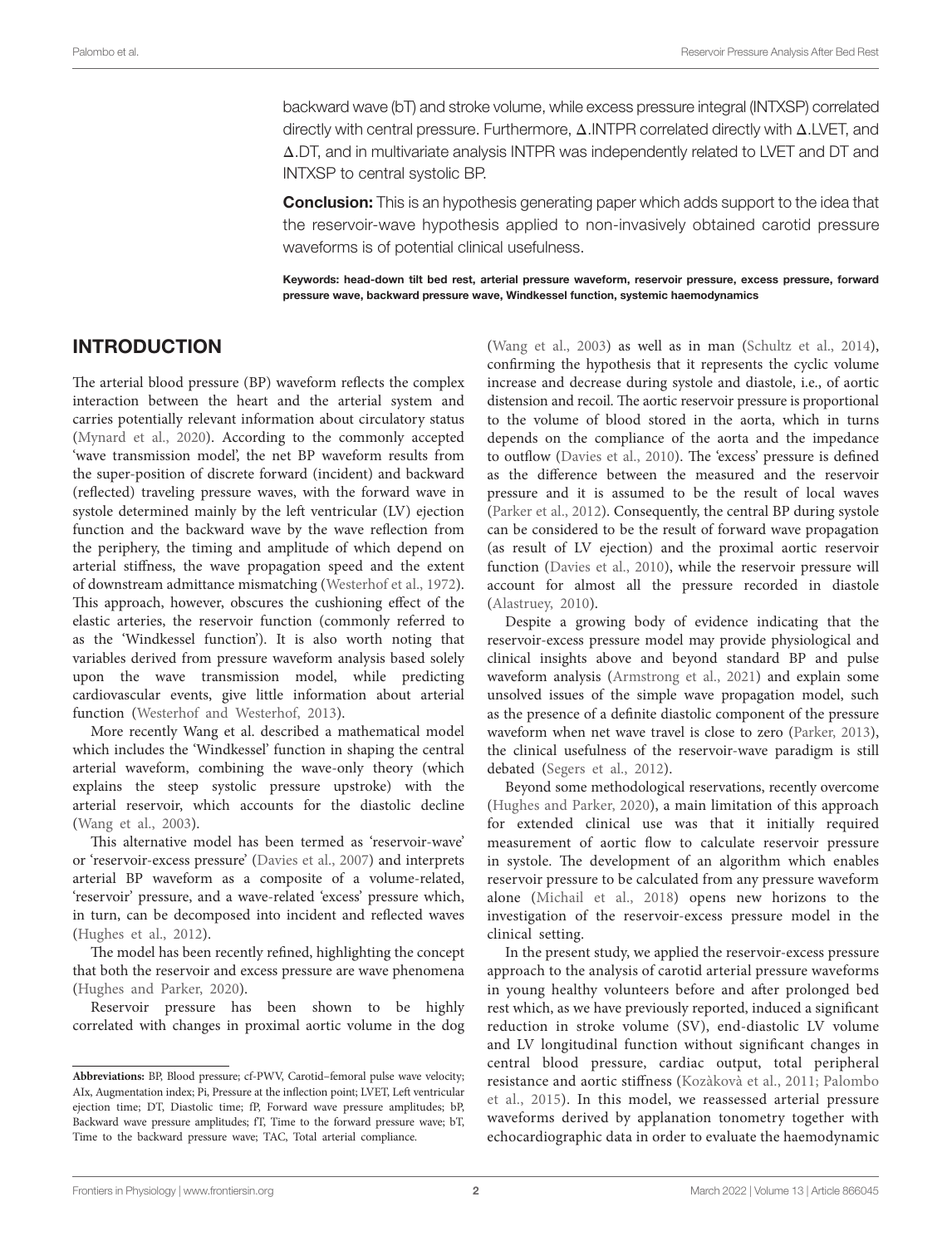backward wave (bT) and stroke volume, while excess pressure integral (INTXSP) correlated directly with central pressure. Furthermore, Δ.INTPR correlated directly with Δ.LVET, and Δ.DT, and in multivariate analysis INTPR was independently related to LVET and DT and INTXSP to central systolic BP.

**Conclusion:** This is an hypothesis generating paper which adds support to the idea that the reservoir-wave hypothesis applied to non-invasively obtained carotid pressure waveforms is of potential clinical usefulness.

**Keywords: head-down tilt bed rest, arterial pressure waveform, reservoir pressure, excess pressure, forward pressure wave, backward pressure wave, Windkessel function, systemic haemodynamics**

## INTRODUCTION

The arterial blood pressure (BP) waveform reflects the complex interaction between the heart and the arterial system and carries potentially relevant information about circulatory status (Mynard et al., 2020). According to the commonly accepted 'wave transmission model', the net BP waveform results from the super-position of discrete forward (incident) and backward (reflected) traveling pressure waves, with the forward wave in systole determined mainly by the left ventricular (LV) ejection function and the backward wave by the wave reflection from the periphery, the timing and amplitude of which depend on arterial stiffness, the wave propagation speed and the extent of downstream admittance mismatching (Westerhof et al., 1972). This approach, however, obscures the cushioning effect of the elastic arteries, the reservoir function (commonly referred to as the 'Windkessel function'). It is also worth noting that variables derived from pressure waveform analysis based solely upon the wave transmission model, while predicting cardiovascular events, give little information about arterial function (Westerhof and Westerhof, 2013).

More recently Wang et al. described a mathematical model which includes the 'Windkessel' function in shaping the central arterial waveform, combining the wave-only theory (which explains the steep systolic pressure upstroke) with the arterial reservoir, which accounts for the diastolic decline (Wang et al., 2003).

This alternative model has been termed as 'reservoir-wave' or 'reservoir-excess pressure' (Davies et al., 2007) and interprets arterial BP waveform as a composite of a volume-related, 'reservoir' pressure, and a wave-related 'excess' pressure which, in turn, can be decomposed into incident and reflected waves (Hughes et al., 2012).

The model has been recently refined, highlighting the concept that both the reservoir and excess pressure are wave phenomena (Hughes and Parker, 2020).

Reservoir pressure has been shown to be highly correlated with changes in proximal aortic volume in the dog (Wang et al., 2003) as well as in man (Schultz et al., 2014), confirming the hypothesis that it represents the cyclic volume increase and decrease during systole and diastole, i.e., of aortic distension and recoil. The aortic reservoir pressure is proportional to the volume of blood stored in the aorta, which in turns depends on the compliance of the aorta and the impedance to outflow (Davies et al., 2010). The 'excess' pressure is defined as the difference between the measured and the reservoir pressure and it is assumed to be the result of local waves (Parker et al., 2012). Consequently, the central BP during systole can be considered to be the result of forward wave propagation (as result of LV ejection) and the proximal aortic reservoir function (Davies et al., 2010), while the reservoir pressure will account for almost all the pressure recorded in diastole (Alastruey, 2010).

Despite a growing body of evidence indicating that the reservoir-excess pressure model may provide physiological and clinical insights above and beyond standard BP and pulse waveform analysis (Armstrong et al., 2021) and explain some unsolved issues of the simple wave propagation model, such as the presence of a definite diastolic component of the pressure waveform when net wave travel is close to zero (Parker, 2013), the clinical usefulness of the reservoir-wave paradigm is still debated (Segers et al., 2012).

Beyond some methodological reservations, recently overcome (Hughes and Parker, 2020), a main limitation of this approach for extended clinical use was that it initially required measurement of aortic flow to calculate reservoir pressure in systole. The development of an algorithm which enables reservoir pressure to be calculated from any pressure waveform alone (Michail et al., 2018) opens new horizons to the investigation of the reservoir-excess pressure model in the clinical setting.

In the present study, we applied the reservoir-excess pressure approach to the analysis of carotid arterial pressure waveforms in young healthy volunteers before and after prolonged bed rest which, as we have previously reported, induced a significant reduction in stroke volume (SV), end-diastolic LV volume and LV longitudinal function without significant changes in central blood pressure, cardiac output, total peripheral resistance and aortic stiffness (Kozàkovà et al., 2011; Palombo et al., 2015). In this model, we reassessed arterial pressure waveforms derived by applanation tonometry together with echocardiographic data in order to evaluate the haemodynamic

**Abbreviations:** BP, Blood pressure; cf-PWV, Carotid–femoral pulse wave velocity; AIx, Augmentation index; Pi, Pressure at the inflection point; LVET, Left ventricular ejection time; DT, Diastolic time; fP, Forward wave pressure amplitudes; bP, Backward wave pressure amplitudes; fT, Time to the forward pressure wave; bT, Time to the backward pressure wave; TAC, Total arterial compliance.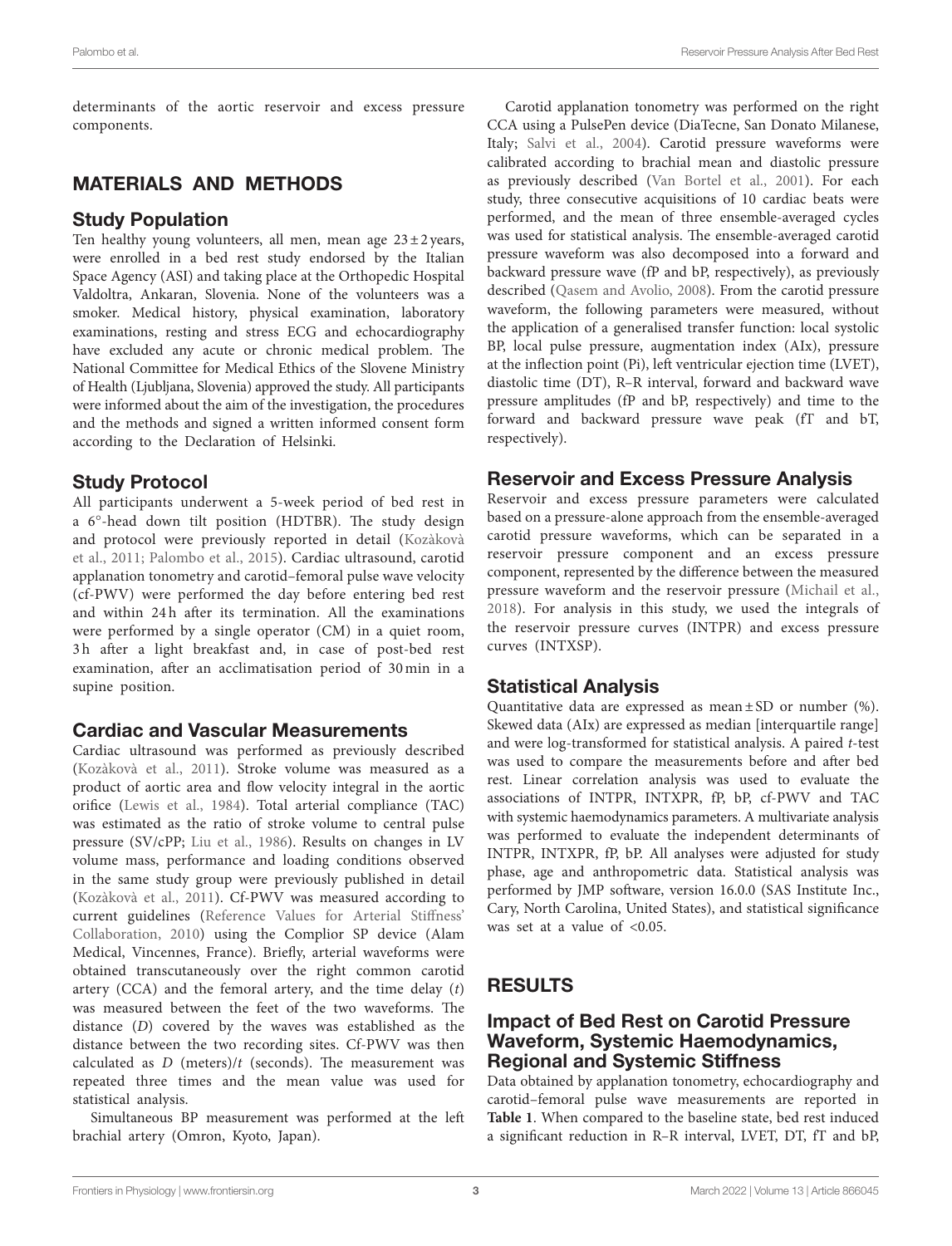determinants of the aortic reservoir and excess pressure components.

## MATERIALS AND METHODS

### Study Population

Ten healthy young volunteers, all men, mean age 23 ± 2 years, were enrolled in a bed rest study endorsed by the Italian Space Agency (ASI) and taking place at the Orthopedic Hospital Valdoltra, Ankaran, Slovenia. None of the volunteers was a smoker. Medical history, physical examination, laboratory examinations, resting and stress ECG and echocardiography have excluded any acute or chronic medical problem. The National Committee for Medical Ethics of the Slovene Ministry of Health (Ljubljana, Slovenia) approved the study. All participants were informed about the aim of the investigation, the procedures and the methods and signed a written informed consent form according to the Declaration of Helsinki.

### Study Protocol

All participants underwent a 5-week period of bed rest in a 6°-head down tilt position (HDTBR). The study design and protocol were previously reported in detail (Kozàkovà et al., 2011; Palombo et al., 2015). Cardiac ultrasound, carotid applanation tonometry and carotid–femoral pulse wave velocity (cf-PWV) were performed the day before entering bed rest and within 24 h after its termination. All the examinations were performed by a single operator (CM) in a quiet room, 3 h after a light breakfast and, in case of post-bed rest examination, after an acclimatisation period of 30 min in a supine position.

### Cardiac and Vascular Measurements

Cardiac ultrasound was performed as previously described (Kozàkovà et al., 2011). Stroke volume was measured as a product of aortic area and flow velocity integral in the aortic orifice (Lewis et al., 1984). Total arterial compliance (TAC) was estimated as the ratio of stroke volume to central pulse pressure (SV/cPP; Liu et al., 1986). Results on changes in LV volume mass, performance and loading conditions observed in the same study group were previously published in detail (Kozàkovà et al., 2011). Cf-PWV was measured according to current guidelines (Reference Values for Arterial Stiffness' Collaboration, 2010) using the Complior SP device (Alam Medical, Vincennes, France). Briefly, arterial waveforms were obtained transcutaneously over the right common carotid artery (CCA) and the femoral artery, and the time delay ($t$) was measured between the feet of the two waveforms. The distance ($D$) covered by the waves was established as the distance between the two recording sites. Cf-PWV was then calculated as $D$ (meters)/$t$ (seconds). The measurement was repeated three times and the mean value was used for statistical analysis.

Simultaneous BP measurement was performed at the left brachial artery (Omron, Kyoto, Japan).

Carotid applanation tonometry was performed on the right CCA using a PulsePen device (DiaTecne, San Donato Milanese, Italy; Salvi et al., 2004). Carotid pressure waveforms were calibrated according to brachial mean and diastolic pressure as previously described (Van Bortel et al., 2001). For each study, three consecutive acquisitions of 10 cardiac beats were performed, and the mean of three ensemble-averaged cycles was used for statistical analysis. The ensemble-averaged carotid pressure waveform was also decomposed into a forward and backward pressure wave (fP and bP, respectively), as previously described (Qasem and Avolio, 2008). From the carotid pressure waveform, the following parameters were measured, without the application of a generalised transfer function: local systolic BP, local pulse pressure, augmentation index (AIx), pressure at the inflection point (Pi), left ventricular ejection time (LVET), diastolic time (DT), R–R interval, forward and backward wave pressure amplitudes (fP and bP, respectively) and time to the forward and backward pressure wave peak (fT and bT, respectively).

### Reservoir and Excess Pressure Analysis

Reservoir and excess pressure parameters were calculated based on a pressure-alone approach from the ensemble-averaged carotid pressure waveforms, which can be separated in a reservoir pressure component and an excess pressure component, represented by the difference between the measured pressure waveform and the reservoir pressure (Michail et al., 2018). For analysis in this study, we used the integrals of the reservoir pressure curves (INTPR) and excess pressure curves (INTXSP).

### Statistical Analysis

Quantitative data are expressed as mean ± SD or number (%). Skewed data (AIx) are expressed as median [interquartile range] and were log-transformed for statistical analysis. A paired $t$-test was used to compare the measurements before and after bed rest. Linear correlation analysis was used to evaluate the associations of INTPR, INTXPR, fP, bP, cf-PWV and TAC with systemic haemodynamics parameters. A multivariate analysis was performed to evaluate the independent determinants of INTPR, INTXPR, fP, bP. All analyses were adjusted for study phase, age and anthropometric data. Statistical analysis was performed by JMP software, version 16.0.0 (SAS Institute Inc., Cary, North Carolina, United States), and statistical significance was set at a value of <0.05.

## RESULTS

### Impact of Bed Rest on Carotid Pressure Waveform, Systemic Haemodynamics, Regional and Systemic Stiffness

Data obtained by applanation tonometry, echocardiography and carotid–femoral pulse wave measurements are reported in **Table 1**. When compared to the baseline state, bed rest induced a significant reduction in R–R interval, LVET, DT, fT and bP,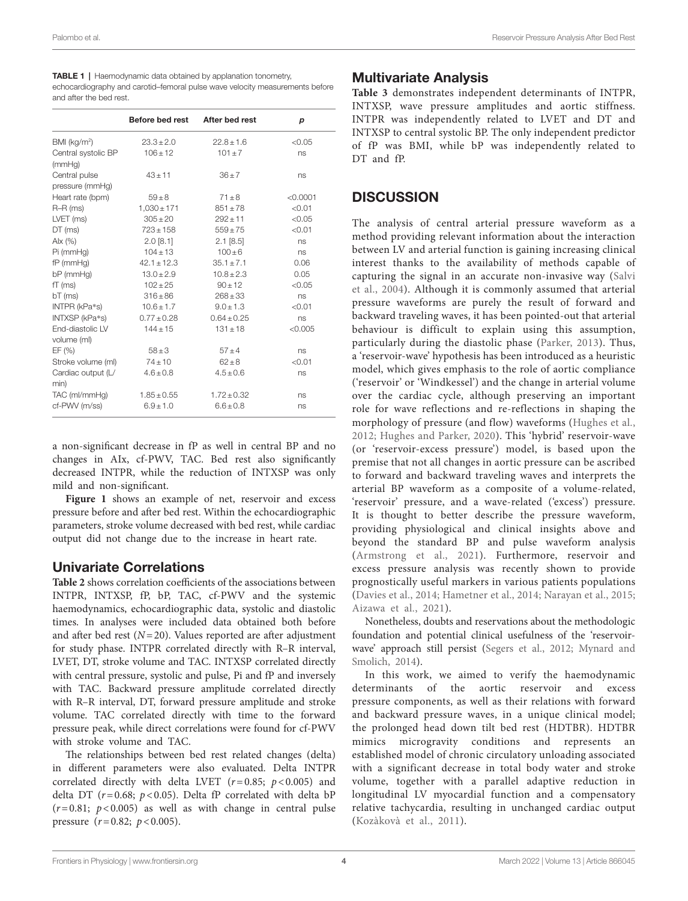**TABLE 1** | Haemodynamic data obtained by applanation tonometry, echocardiography and carotid–femoral pulse wave velocity measurements before and after the bed rest.

| | Before bed rest | After bed rest | *p* |
|---|---|---|---|
| BMI (kg/m$^2$) | 23.3 ± 2.0 | 22.8 ± 1.6 | <0.05 |
| Central systolic BP (mmHg) | 106 ± 12 | 101 ± 7 | ns |
| Central pulse pressure (mmHg) | 43 ± 11 | 36 ± 7 | ns |
| Heart rate (bpm) | 59 ± 8 | 71 ± 8 | <0.0001 |
| R–R (ms) | 1,030 ± 171 | 851 ± 78 | <0.01 |
| LVET (ms) | 305 ± 20 | 292 ± 11 | <0.05 |
| DT (ms) | 723 ± 158 | 559 ± 75 | <0.01 |
| AIx (%) | 2.0 [8.1] | 2.1 [8.5] | ns |
| Pi (mmHg) | 104 ± 13 | 100 ± 6 | ns |
| fP (mmHg) | 42.1 ± 12.3 | 35.1 ± 7.1 | 0.06 |
| bP (mmHg) | 13.0 ± 2.9 | 10.8 ± 2.3 | 0.05 |
| fT (ms) | 102 ± 25 | 90 ± 12 | <0.05 |
| bT (ms) | 316 ± 86 | 268 ± 33 | ns |
| INTPR (kPa*s) | 10.6 ± 1.7 | 9.0 ± 1.3 | <0.01 |
| INTXSP (kPa*s) | 0.77 ± 0.28 | 0.64 ± 0.25 | ns |
| End-diastolic LV volume (ml) | 144 ± 15 | 131 ± 18 | <0.005 |
| EF (%) | 58 ± 3 | 57 ± 4 | ns |
| Stroke volume (ml) | 74 ± 10 | 62 ± 8 | <0.01 |
| Cardiac output (L/min) | 4.6 ± 0.8 | 4.5 ± 0.6 | ns |
| TAC (ml/mmHg) | 1.85 ± 0.55 | 1.72 ± 0.32 | ns |
| cf-PWV (m/ss) | 6.9 ± 1.0 | 6.6 ± 0.8 | ns |

a non-significant decrease in fP as well in central BP and no changes in AIx, cf-PWV, TAC. Bed rest also significantly decreased INTPR, while the reduction of INTXSP was only mild and non-significant.

**Figure 1** shows an example of net, reservoir and excess pressure before and after bed rest. Within the echocardiographic parameters, stroke volume decreased with bed rest, while cardiac output did not change due to the increase in heart rate.

## Univariate Correlations

**Table 2** shows correlation coefficients of the associations between INTPR, INTXSP, fP, bP, TAC, cf-PWV and the systemic haemodynamics, echocardiographic data, systolic and diastolic times. In analyses were included data obtained both before and after bed rest ($N = 20$). Values reported are after adjustment for study phase. INTPR correlated directly with R–R interval, LVET, DT, stroke volume and TAC. INTXSP correlated directly with central pressure, systolic and pulse, Pi and fP and inversely with TAC. Backward pressure amplitude correlated directly with R–R interval, DT, forward pressure amplitude and stroke volume. TAC correlated directly with time to the forward pressure peak, while direct correlations were found for cf-PWV with stroke volume and TAC.

The relationships between bed rest related changes (delta) in different parameters were also evaluated. Delta INTPR correlated directly with delta LVET ($r = 0.85$; $p < 0.005$) and delta DT ($r = 0.68$; $p < 0.05$). Delta fP correlated with delta bP ($r = 0.81$; $p < 0.005$) as well as with change in central pulse pressure ($r = 0.82$; $p < 0.005$).

## Multivariate Analysis

**Table 3** demonstrates independent determinants of INTPR, INTXSP, wave pressure amplitudes and aortic stiffness. INTPR was independently related to LVET and DT and INTXSP to central systolic BP. The only independent predictor of fP was BMI, while bP was independently related to DT and fP.

# DISCUSSION

The analysis of central arterial pressure waveform as a method providing relevant information about the interaction between LV and arterial function is gaining increasing clinical interest thanks to the availability of methods capable of capturing the signal in an accurate non-invasive way (Salvi et al., 2004). Although it is commonly assumed that arterial pressure waveforms are purely the result of forward and backward traveling waves, it has been pointed-out that arterial behaviour is difficult to explain using this assumption, particularly during the diastolic phase (Parker, 2013). Thus, a 'reservoir-wave' hypothesis has been introduced as a heuristic model, which gives emphasis to the role of aortic compliance ('reservoir' or 'Windkessel') and the change in arterial volume over the cardiac cycle, although preserving an important role for wave reflections and re-reflections in shaping the morphology of pressure (and flow) waveforms (Hughes et al., 2012; Hughes and Parker, 2020). This 'hybrid' reservoir-wave (or 'reservoir-excess pressure') model, is based upon the premise that not all changes in aortic pressure can be ascribed to forward and backward traveling waves and interprets the arterial BP waveform as a composite of a volume-related, 'reservoir' pressure, and a wave-related ('excess') pressure. It is thought to better describe the pressure waveform, providing physiological and clinical insights above and beyond the standard BP and pulse waveform analysis (Armstrong et al., 2021). Furthermore, reservoir and excess pressure analysis was recently shown to provide prognostically useful markers in various patients populations (Davies et al., 2014; Hametner et al., 2014; Narayan et al., 2015; Aizawa et al., 2021).

Nonetheless, doubts and reservations about the methodologic foundation and potential clinical usefulness of the 'reservoir-wave' approach still persist (Segers et al., 2012; Mynard and Smolich, 2014).

In this work, we aimed to verify the haemodynamic determinants of the aortic reservoir and excess pressure components, as well as their relations with forward and backward pressure waves, in a unique clinical model; the prolonged head down tilt bed rest (HDTBR). HDTBR mimics microgravity conditions and represents an established model of chronic circulatory unloading associated with a significant decrease in total body water and stroke volume, together with a parallel adaptive reduction in longitudinal LV myocardial function and a compensatory relative tachycardia, resulting in unchanged cardiac output (Kozàkovà et al., 2011).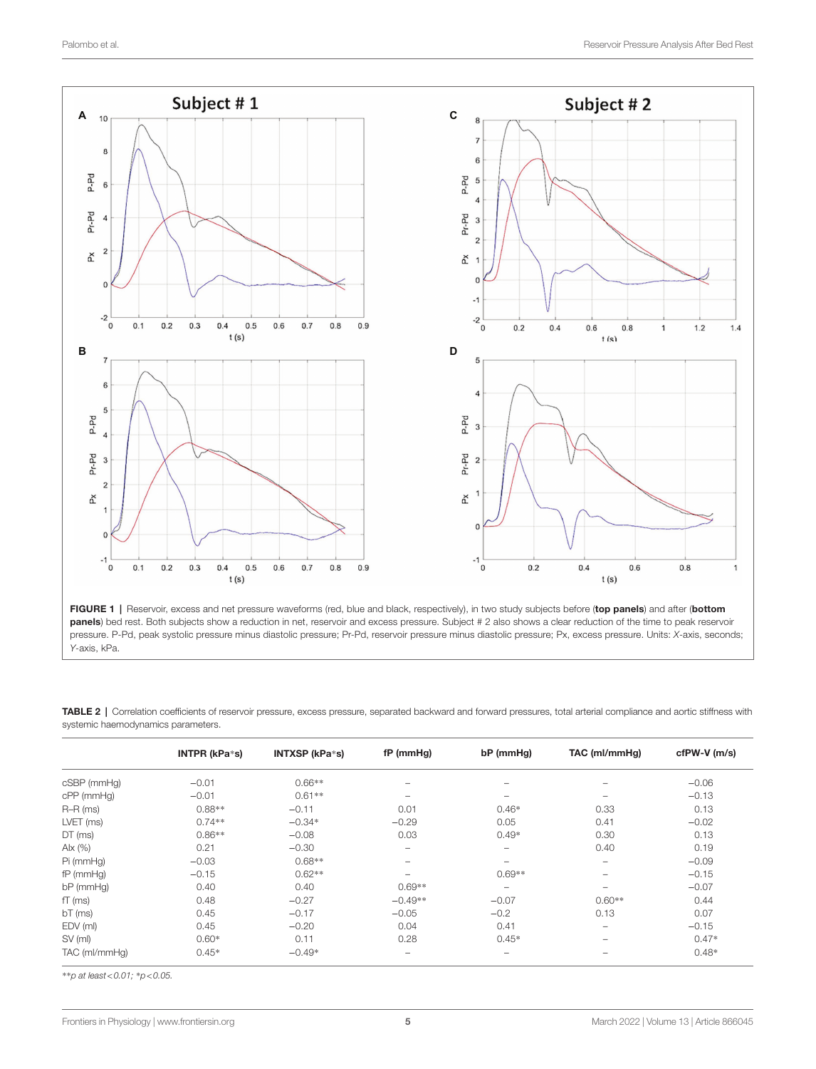**FIGURE 1** | Reservoir, excess and net pressure waveforms (red, blue and black, respectively), in two study subjects before (**top panels**) and after (**bottom panels**) bed rest. Both subjects show a reduction in net, reservoir and excess pressure. Subject # 2 also shows a clear reduction of the time to peak reservoir pressure. P-Pd, peak systolic pressure minus diastolic pressure; Pr-Pd, reservoir pressure minus diastolic pressure; Px, excess pressure. Units: *X*-axis, seconds; *Y*-axis, kPa.

**TABLE 2** | Correlation coefficients of reservoir pressure, excess pressure, separated backward and forward pressures, total arterial compliance and aortic stiffness with systemic haemodynamics parameters.

| | INTPR (kPa*s) | INTXSP (kPa*s) | fP (mmHg) | bP (mmHg) | TAC (ml/mmHg) | cfPW-V (m/s) |
|---|---|---|---|---|---|---|
| cSBP (mmHg) | −0.01 | 0.66** | – | – | – | −0.06 |
| cPP (mmHg) | −0.01 | 0.61** | – | – | – | −0.13 |
| R–R (ms) | 0.88** | −0.11 | 0.01 | 0.46* | 0.33 | 0.13 |
| LVET (ms) | 0.74** | −0.34* | −0.29 | 0.05 | 0.41 | −0.02 |
| DT (ms) | 0.86** | −0.08 | 0.03 | 0.49* | 0.30 | 0.13 |
| AIx (%) | 0.21 | −0.30 | – | – | 0.40 | 0.19 |
| Pi (mmHg) | −0.03 | 0.68** | – | – | – | −0.09 |
| fP (mmHg) | −0.15 | 0.62** | – | 0.69** | – | −0.15 |
| bP (mmHg) | 0.40 | 0.40 | 0.69** | – | – | −0.07 |
| fT (ms) | 0.48 | −0.27 | −0.49** | −0.07 | 0.60** | 0.44 |
| bT (ms) | 0.45 | −0.17 | −0.05 | −0.2 | 0.13 | 0.07 |
| EDV (ml) | 0.45 | −0.20 | 0.04 | 0.41 | – | −0.15 |
| SV (ml) | 0.60* | 0.11 | 0.28 | 0.45* | – | 0.47* |
| TAC (ml/mmHg) | 0.45* | −0.49* | – | – | – | 0.48* |

*\*\*p at least < 0.01; \*p < 0.05.*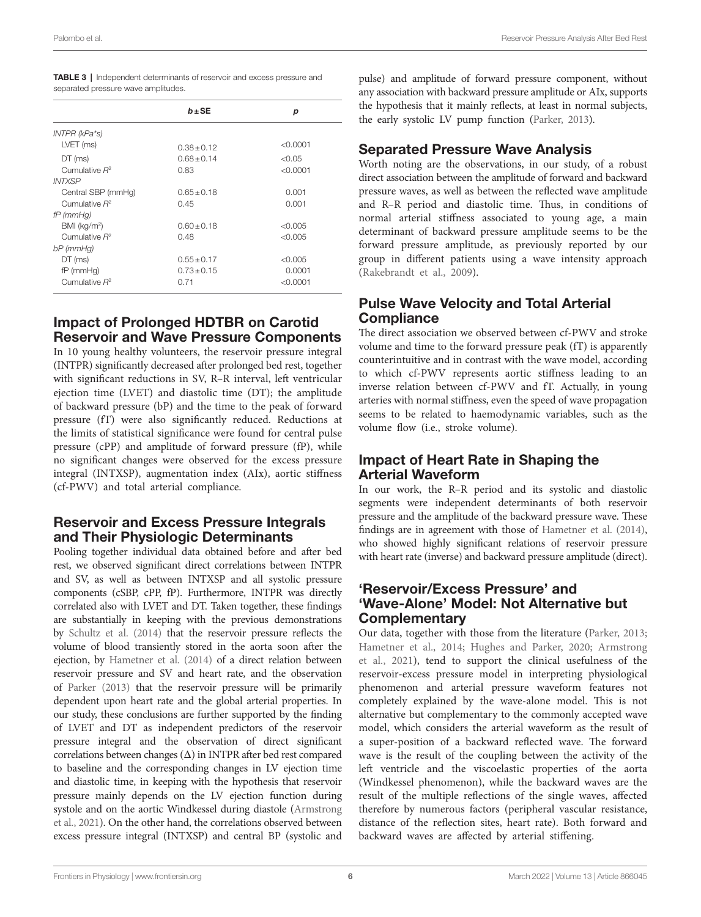**TABLE 3** | Independent determinants of reservoir and excess pressure and separated pressure wave amplitudes.

| | $b \pm$SE | $p$ |
|---|---|---|
| *INTPR (kPa\*s)* | | |
| LVET (ms) | 0.38 ± 0.12 | <0.0001 |
| DT (ms) | 0.68 ± 0.14 | <0.05 |
| Cumulative $R^2$ | 0.83 | <0.0001 |
| *INTXSP* | | |
| Central SBP (mmHg) | 0.65 ± 0.18 | 0.001 |
| Cumulative $R^2$ | 0.45 | 0.001 |
| *fP (mmHg)* | | |
| BMI (kg/m$^2$) | 0.60 ± 0.18 | <0.005 |
| Cumulative $R^2$ | 0.48 | <0.005 |
| *bP (mmHg)* | | |
| DT (ms) | 0.55 ± 0.17 | <0.005 |
| fP (mmHg) | 0.73 ± 0.15 | 0.0001 |
| Cumulative $R^2$ | 0.71 | <0.0001 |

## Impact of Prolonged HDTBR on Carotid Reservoir and Wave Pressure Components

In 10 young healthy volunteers, the reservoir pressure integral (INTPR) significantly decreased after prolonged bed rest, together with significant reductions in SV, R–R interval, left ventricular ejection time (LVET) and diastolic time (DT); the amplitude of backward pressure (bP) and the time to the peak of forward pressure (fT) were also significantly reduced. Reductions at the limits of statistical significance were found for central pulse pressure (cPP) and amplitude of forward pressure (fP), while no significant changes were observed for the excess pressure integral (INTXSP), augmentation index (AIx), aortic stiffness (cf-PWV) and total arterial compliance.

## Reservoir and Excess Pressure Integrals and Their Physiologic Determinants

Pooling together individual data obtained before and after bed rest, we observed significant direct correlations between INTPR and SV, as well as between INTXSP and all systolic pressure components (cSBP, cPP, fP). Furthermore, INTPR was directly correlated also with LVET and DT. Taken together, these findings are substantially in keeping with the previous demonstrations by Schultz et al. (2014) that the reservoir pressure reflects the volume of blood transiently stored in the aorta soon after the ejection, by Hametner et al. (2014) of a direct relation between reservoir pressure and SV and heart rate, and the observation of Parker (2013) that the reservoir pressure will be primarily dependent upon heart rate and the global arterial properties. In our study, these conclusions are further supported by the finding of LVET and DT as independent predictors of the reservoir pressure integral and the observation of direct significant correlations between changes (Δ) in INTPR after bed rest compared to baseline and the corresponding changes in LV ejection time and diastolic time, in keeping with the hypothesis that reservoir pressure mainly depends on the LV ejection function during systole and on the aortic Windkessel during diastole (Armstrong et al., 2021). On the other hand, the correlations observed between excess pressure integral (INTXSP) and central BP (systolic and pulse) and amplitude of forward pressure component, without any association with backward pressure amplitude or AIx, supports the hypothesis that it mainly reflects, at least in normal subjects, the early systolic LV pump function (Parker, 2013).

## Separated Pressure Wave Analysis

Worth noting are the observations, in our study, of a robust direct association between the amplitude of forward and backward pressure waves, as well as between the reflected wave amplitude and R–R period and diastolic time. Thus, in conditions of normal arterial stiffness associated to young age, a main determinant of backward pressure amplitude seems to be the forward pressure amplitude, as previously reported by our group in different patients using a wave intensity approach (Rakebrandt et al., 2009).

## Pulse Wave Velocity and Total Arterial Compliance

The direct association we observed between cf-PWV and stroke volume and time to the forward pressure peak (fT) is apparently counterintuitive and in contrast with the wave model, according to which cf-PWV represents aortic stiffness leading to an inverse relation between cf-PWV and fT. Actually, in young arteries with normal stiffness, even the speed of wave propagation seems to be related to haemodynamic variables, such as the volume flow (i.e., stroke volume).

## Impact of Heart Rate in Shaping the Arterial Waveform

In our work, the R–R period and its systolic and diastolic segments were independent determinants of both reservoir pressure and the amplitude of the backward pressure wave. These findings are in agreement with those of Hametner et al. (2014), who showed highly significant relations of reservoir pressure with heart rate (inverse) and backward pressure amplitude (direct).

## 'Reservoir/Excess Pressure' and 'Wave-Alone' Model: Not Alternative but Complementary

Our data, together with those from the literature (Parker, 2013; Hametner et al., 2014; Hughes and Parker, 2020; Armstrong et al., 2021), tend to support the clinical usefulness of the reservoir-excess pressure model in interpreting physiological phenomenon and arterial pressure waveform features not completely explained by the wave-alone model. This is not alternative but complementary to the commonly accepted wave model, which considers the arterial waveform as the result of a super-position of a backward reflected wave. The forward wave is the result of the coupling between the activity of the left ventricle and the viscoelastic properties of the aorta (Windkessel phenomenon), while the backward waves are the result of the multiple reflections of the single waves, affected therefore by numerous factors (peripheral vascular resistance, distance of the reflection sites, heart rate). Both forward and backward waves are affected by arterial stiffening.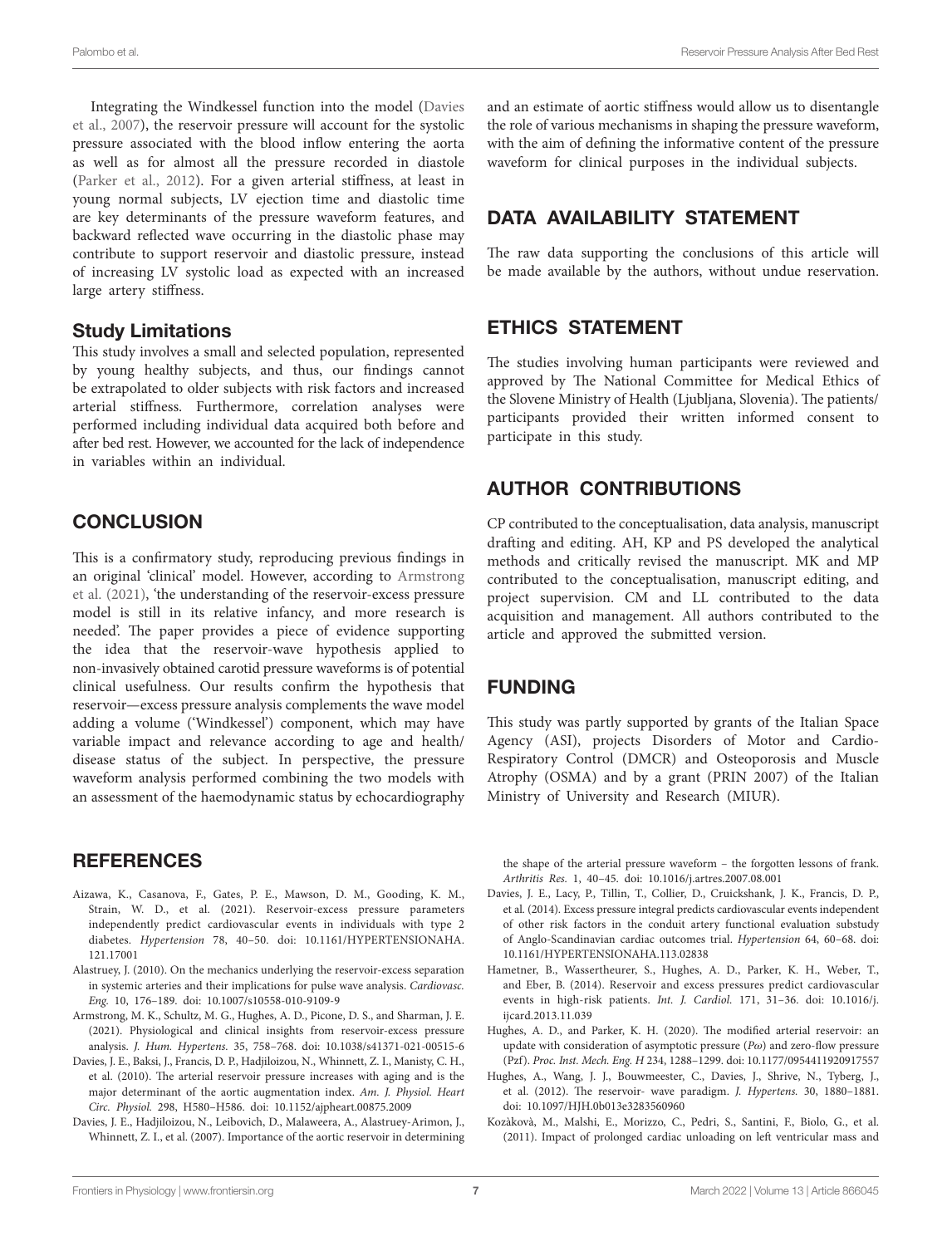Integrating the Windkessel function into the model (Davies et al., 2007), the reservoir pressure will account for the systolic pressure associated with the blood inflow entering the aorta as well as for almost all the pressure recorded in diastole (Parker et al., 2012). For a given arterial stiffness, at least in young normal subjects, LV ejection time and diastolic time are key determinants of the pressure waveform features, and backward reflected wave occurring in the diastolic phase may contribute to support reservoir and diastolic pressure, instead of increasing LV systolic load as expected with an increased large artery stiffness.

### Study Limitations

This study involves a small and selected population, represented by young healthy subjects, and thus, our findings cannot be extrapolated to older subjects with risk factors and increased arterial stiffness. Furthermore, correlation analyses were performed including individual data acquired both before and after bed rest. However, we accounted for the lack of independence in variables within an individual.

## CONCLUSION

This is a confirmatory study, reproducing previous findings in an original 'clinical' model. However, according to Armstrong et al. (2021), 'the understanding of the reservoir-excess pressure model is still in its relative infancy, and more research is needed'. The paper provides a piece of evidence supporting the idea that the reservoir-wave hypothesis applied to non-invasively obtained carotid pressure waveforms is of potential clinical usefulness. Our results confirm the hypothesis that reservoir—excess pressure analysis complements the wave model adding a volume ('Windkessel') component, which may have variable impact and relevance according to age and health/disease status of the subject. In perspective, the pressure waveform analysis performed combining the two models with an assessment of the haemodynamic status by echocardiography and an estimate of aortic stiffness would allow us to disentangle the role of various mechanisms in shaping the pressure waveform, with the aim of defining the informative content of the pressure waveform for clinical purposes in the individual subjects.

## DATA AVAILABILITY STATEMENT

The raw data supporting the conclusions of this article will be made available by the authors, without undue reservation.

## ETHICS STATEMENT

The studies involving human participants were reviewed and approved by The National Committee for Medical Ethics of the Slovene Ministry of Health (Ljubljana, Slovenia). The patients/participants provided their written informed consent to participate in this study.

## AUTHOR CONTRIBUTIONS

CP contributed to the conceptualisation, data analysis, manuscript drafting and editing. AH, KP and PS developed the analytical methods and critically revised the manuscript. MK and MP contributed to the conceptualisation, manuscript editing, and project supervision. CM and LL contributed to the data acquisition and management. All authors contributed to the article and approved the submitted version.

## FUNDING

This study was partly supported by grants of the Italian Space Agency (ASI), projects Disorders of Motor and Cardio-Respiratory Control (DMCR) and Osteoporosis and Muscle Atrophy (OSMA) and by a grant (PRIN 2007) of the Italian Ministry of University and Research (MIUR).

## REFERENCES

Aizawa, K., Casanova, F., Gates, P. E., Mawson, D. M., Gooding, K. M., Strain, W. D., et al. (2021). Reservoir-excess pressure parameters independently predict cardiovascular events in individuals with type 2 diabetes. *Hypertension* 78, 40–50. doi: 10.1161/HYPERTENSIONAHA.121.17001

Alastruey, J. (2010). On the mechanics underlying the reservoir-excess separation in systemic arteries and their implications for pulse wave analysis. *Cardiovasc. Eng.* 10, 176–189. doi: 10.1007/s10558-010-9109-9

Armstrong, M. K., Schultz, M. G., Hughes, A. D., Picone, D. S., and Sharman, J. E. (2021). Physiological and clinical insights from reservoir-excess pressure analysis. *J. Hum. Hypertens.* 35, 758–768. doi: 10.1038/s41371-021-00515-6

Davies, J. E., Baksi, J., Francis, D. P., Hadjiloizou, N., Whinnett, Z. I., Manisty, C. H., et al. (2010). The arterial reservoir pressure increases with aging and is the major determinant of the aortic augmentation index. *Am. J. Physiol. Heart Circ. Physiol.* 298, H580–H586. doi: 10.1152/ajpheart.00875.2009

Davies, J. E., Hadjiloizou, N., Leibovich, D., Malaweera, A., Alastruey-Arimon, J., Whinnett, Z. I., et al. (2007). Importance of the aortic reservoir in determining the shape of the arterial pressure waveform – the forgotten lessons of frank. *Arthritis Res.* 1, 40–45. doi: 10.1016/j.artres.2007.08.001

Davies, J. E., Lacy, P., Tillin, T., Collier, D., Cruickshank, J. K., Francis, D. P., et al. (2014). Excess pressure integral predicts cardiovascular events independent of other risk factors in the conduit artery functional evaluation substudy of Anglo-Scandinavian cardiac outcomes trial. *Hypertension* 64, 60–68. doi: 10.1161/HYPERTENSIONAHA.113.02838

Hametner, B., Wassertheurer, S., Hughes, A. D., Parker, K. H., Weber, T., and Eber, B. (2014). Reservoir and excess pressures predict cardiovascular events in high-risk patients. *Int. J. Cardiol.* 171, 31–36. doi: 10.1016/j.ijcard.2013.11.039

Hughes, A. D., and Parker, K. H. (2020). The modified arterial reservoir: an update with consideration of asymptotic pressure ($P\infty$) and zero-flow pressure (Pzf). *Proc. Inst. Mech. Eng. H* 234, 1288–1299. doi: 10.1177/0954411920917557

Hughes, A., Wang, J. J., Bouwmeester, C., Davies, J., Shrive, N., Tyberg, J., et al. (2012). The reservoir- wave paradigm. *J. Hypertens.* 30, 1880–1881. doi: 10.1097/HJH.0b013e3283560960

Kozàkovà, M., Malshi, E., Morizzo, C., Pedri, S., Santini, F., Biolo, G., et al. (2011). Impact of prolonged cardiac unloading on left ventricular mass and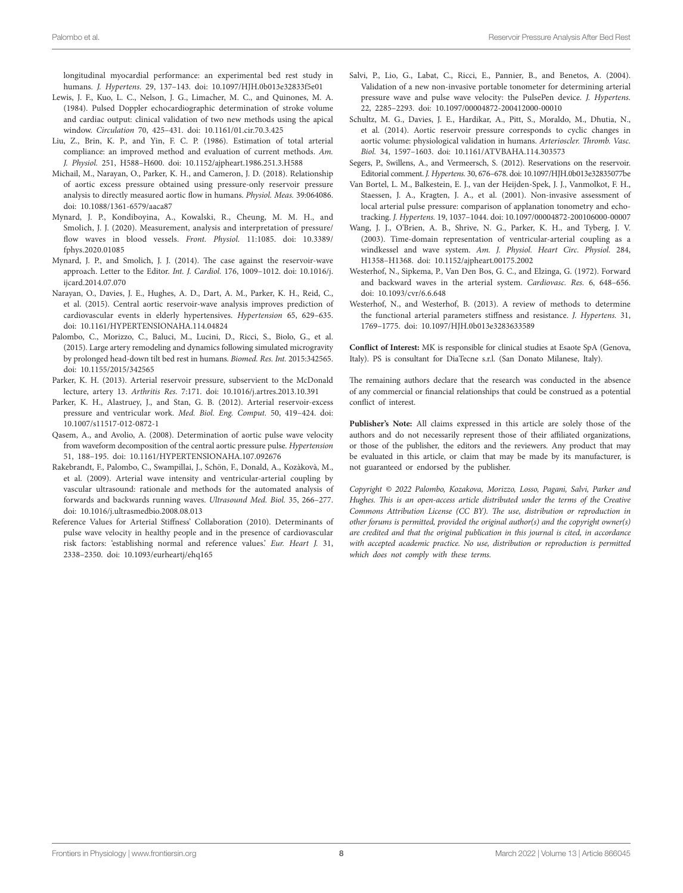longitudinal myocardial performance: an experimental bed rest study in humans. *J. Hypertens.* 29, 137–143. doi: 10.1097/HJH.0b013e32833f5e01

Lewis, J. F., Kuo, L. C., Nelson, J. G., Limacher, M. C., and Quinones, M. A. (1984). Pulsed Doppler echocardiographic determination of stroke volume and cardiac output: clinical validation of two new methods using the apical window. *Circulation* 70, 425–431. doi: 10.1161/01.cir.70.3.425

Liu, Z., Brin, K. P., and Yin, F. C. P. (1986). Estimation of total arterial compliance: an improved method and evaluation of current methods. *Am. J. Physiol.* 251, H588–H600. doi: 10.1152/ajpheart.1986.251.3.H588

Michail, M., Narayan, O., Parker, K. H., and Cameron, J. D. (2018). Relationship of aortic excess pressure obtained using pressure-only reservoir pressure analysis to directly measured aortic flow in humans. *Physiol. Meas.* 39:064086. doi: 10.1088/1361-6579/aaca87

Mynard, J. P., Kondiboyina, A., Kowalski, R., Cheung, M. M. H., and Smolich, J. J. (2020). Measurement, analysis and interpretation of pressure/flow waves in blood vessels. *Front. Physiol.* 11:1085. doi: 10.3389/fphys.2020.01085

Mynard, J. P., and Smolich, J. J. (2014). The case against the reservoir-wave approach. Letter to the Editor. *Int. J. Cardiol.* 176, 1009–1012. doi: 10.1016/j.ijcard.2014.07.070

Narayan, O., Davies, J. E., Hughes, A. D., Dart, A. M., Parker, K. H., Reid, C., et al. (2015). Central aortic reservoir-wave analysis improves prediction of cardiovascular events in elderly hypertensives. *Hypertension* 65, 629–635. doi: 10.1161/HYPERTENSIONAHA.114.04824

Palombo, C., Morizzo, C., Baluci, M., Lucini, D., Ricci, S., Biolo, G., et al. (2015). Large artery remodeling and dynamics following simulated microgravity by prolonged head-down tilt bed rest in humans. *Biomed. Res. Int.* 2015:342565. doi: 10.1155/2015/342565

Parker, K. H. (2013). Arterial reservoir pressure, subservient to the McDonald lecture, artery 13. *Arthritis Res.* 7:171. doi: 10.1016/j.artres.2013.10.391

Parker, K. H., Alastruey, J., and Stan, G. B. (2012). Arterial reservoir-excess pressure and ventricular work. *Med. Biol. Eng. Comput.* 50, 419–424. doi: 10.1007/s11517-012-0872-1

Qasem, A., and Avolio, A. (2008). Determination of aortic pulse wave velocity from waveform decomposition of the central aortic pressure pulse. *Hypertension* 51, 188–195. doi: 10.1161/HYPERTENSIONAHA.107.092676

Rakebrandt, F., Palombo, C., Swampillai, J., Schön, F., Donald, A., Kozàkovà, M., et al. (2009). Arterial wave intensity and ventricular-arterial coupling by vascular ultrasound: rationale and methods for the automated analysis of forwards and backwards running waves. *Ultrasound Med. Biol.* 35, 266–277. doi: 10.1016/j.ultrasmedbio.2008.08.013

Reference Values for Arterial Stiffness' Collaboration (2010). Determinants of pulse wave velocity in healthy people and in the presence of cardiovascular risk factors: 'establishing normal and reference values.' *Eur. Heart J.* 31, 2338–2350. doi: 10.1093/eurheartj/ehq165

Salvi, P., Lio, G., Labat, C., Ricci, E., Pannier, B., and Benetos, A. (2004). Validation of a new non-invasive portable tonometer for determining arterial pressure wave and pulse wave velocity: the PulsePen device. *J. Hypertens.* 22, 2285–2293. doi: 10.1097/00004872-200412000-00010

Schultz, M. G., Davies, J. E., Hardikar, A., Pitt, S., Moraldo, M., Dhutia, N., et al. (2014). Aortic reservoir pressure corresponds to cyclic changes in aortic volume: physiological validation in humans. *Arterioscler. Thromb. Vasc. Biol.* 34, 1597–1603. doi: 10.1161/ATVBAHA.114.303573

Segers, P., Swillens, A., and Vermeersch, S. (2012). Reservations on the reservoir. Editorial comment. *J. Hypertens.* 30, 676–678. doi: 10.1097/HJH.0b013e32835077be

Van Bortel, L. M., Balkestein, E. J., van der Heijden-Spek, J. J., Vanmolkot, F. H., Staessen, J. A., Kragten, J. A., et al. (2001). Non-invasive assessment of local arterial pulse pressure: comparison of applanation tonometry and echo-tracking. *J. Hypertens.* 19, 1037–1044. doi: 10.1097/00004872-200106000-00007

Wang, J. J., O'Brien, A. B., Shrive, N. G., Parker, K. H., and Tyberg, J. V. (2003). Time-domain representation of ventricular-arterial coupling as a windkessel and wave system. *Am. J. Physiol. Heart Circ. Physiol.* 284, H1358–H1368. doi: 10.1152/ajpheart.00175.2002

Westerhof, N., Sipkema, P., Van Den Bos, G. C., and Elzinga, G. (1972). Forward and backward waves in the arterial system. *Cardiovasc. Res.* 6, 648–656. doi: 10.1093/cvr/6.6.648

Westerhof, N., and Westerhof, B. (2013). A review of methods to determine the functional arterial parameters stiffness and resistance. *J. Hypertens.* 31, 1769–1775. doi: 10.1097/HJH.0b013e3283633589

**Conflict of Interest:** MK is responsible for clinical studies at Esaote SpA (Genova, Italy). PS is consultant for DiaTecne s.r.l. (San Donato Milanese, Italy).

The remaining authors declare that the research was conducted in the absence of any commercial or financial relationships that could be construed as a potential conflict of interest.

**Publisher's Note:** All claims expressed in this article are solely those of the authors and do not necessarily represent those of their affiliated organizations, or those of the publisher, the editors and the reviewers. Any product that may be evaluated in this article, or claim that may be made by its manufacturer, is not guaranteed or endorsed by the publisher.

*Copyright © 2022 Palombo, Kozakova, Morizzo, Losso, Pagani, Salvi, Parker and Hughes. This is an open-access article distributed under the terms of the Creative Commons Attribution License (CC BY). The use, distribution or reproduction in other forums is permitted, provided the original author(s) and the copyright owner(s) are credited and that the original publication in this journal is cited, in accordance with accepted academic practice. No use, distribution or reproduction is permitted which does not comply with these terms.*